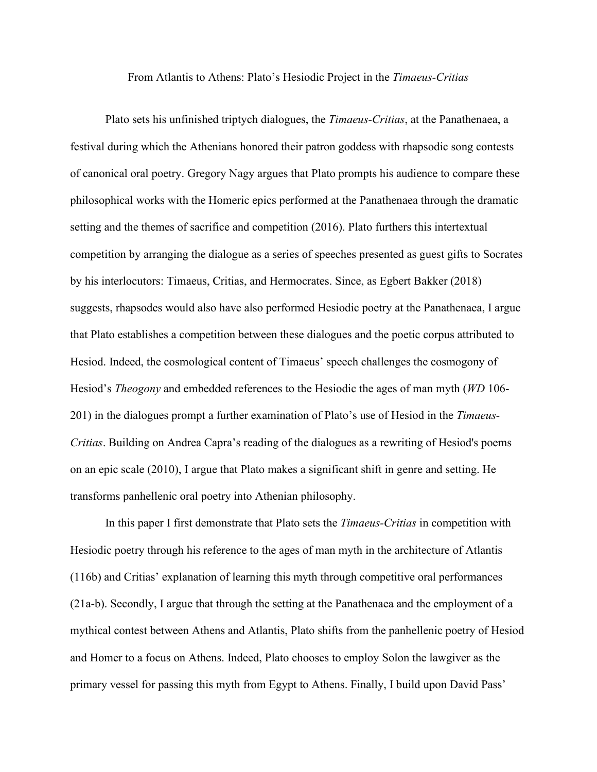From Atlantis to Athens: Plato's Hesiodic Project in the *Timaeus-Critias*

Plato sets his unfinished triptych dialogues, the *Timaeus-Critias*, at the Panathenaea, a festival during which the Athenians honored their patron goddess with rhapsodic song contests of canonical oral poetry. Gregory Nagy argues that Plato prompts his audience to compare these philosophical works with the Homeric epics performed at the Panathenaea through the dramatic setting and the themes of sacrifice and competition (2016). Plato furthers this intertextual competition by arranging the dialogue as a series of speeches presented as guest gifts to Socrates by his interlocutors: Timaeus, Critias, and Hermocrates. Since, as Egbert Bakker (2018) suggests, rhapsodes would also have also performed Hesiodic poetry at the Panathenaea, I argue that Plato establishes a competition between these dialogues and the poetic corpus attributed to Hesiod. Indeed, the cosmological content of Timaeus' speech challenges the cosmogony of Hesiod's *Theogony* and embedded references to the Hesiodic the ages of man myth (*WD* 106-201) in the dialogues prompt a further examination of Plato's use of Hesiod in the *Timaeus-Critias*. Building on Andrea Capra's reading of the dialogues as a rewriting of Hesiod's poems on an epic scale (2010), I argue that Plato makes a significant shift in genre and setting. He transforms panhellenic oral poetry into Athenian philosophy.

In this paper I first demonstrate that Plato sets the *Timaeus-Critias* in competition with Hesiodic poetry through his reference to the ages of man myth in the architecture of Atlantis (116b) and Critias' explanation of learning this myth through competitive oral performances (21a-b). Secondly, I argue that through the setting at the Panathenaea and the employment of a mythical contest between Athens and Atlantis, Plato shifts from the panhellenic poetry of Hesiod and Homer to a focus on Athens. Indeed, Plato chooses to employ Solon the lawgiver as the primary vessel for passing this myth from Egypt to Athens. Finally, I build upon David Pass'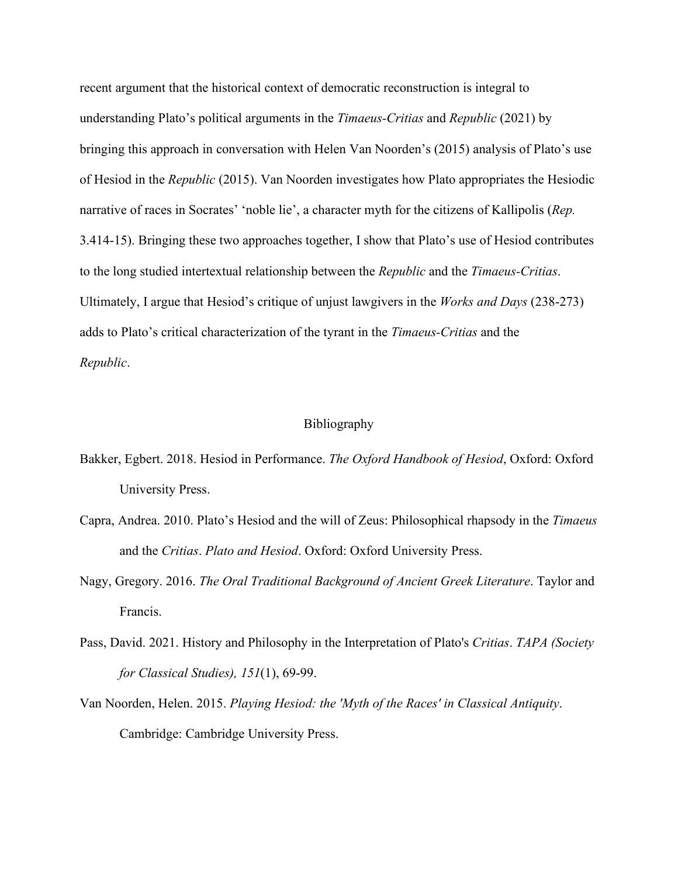recent argument that the historical context of democratic reconstruction is integral to understanding Plato's political arguments in the *Timaeus-Critias* and *Republic* (2021) by bringing this approach in conversation with Helen Van Noorden's (2015) analysis of Plato's use of Hesiod in the *Republic* (2015). Van Noorden investigates how Plato appropriates the Hesiodic narrative of races in Socrates' 'noble lie', a character myth for the citizens of Kallipolis (*Rep.* 3.414-15). Bringing these two approaches together, I show that Plato's use of Hesiod contributes to the long studied intertextual relationship between the *Republic* and the *Timaeus-Critias*. Ultimately, I argue that Hesiod's critique of unjust lawgivers in the *Works and Days* (238-273) adds to Plato's critical characterization of the tyrant in the *Timaeus-Critias* and the *Republic*.

## Bibliography

Bakker, Egbert. 2018. Hesiod in Performance. *The Oxford Handbook of Hesiod*, Oxford: Oxford University Press.

Capra, Andrea. 2010. Plato's Hesiod and the will of Zeus: Philosophical rhapsody in the *Timaeus* and the *Critias*. *Plato and Hesiod*. Oxford: Oxford University Press.

Nagy, Gregory. 2016. *The Oral Traditional Background of Ancient Greek Literature*. Taylor and Francis.

Pass, David. 2021. History and Philosophy in the Interpretation of Plato's *Critias*. *TAPA (Society for Classical Studies), 151*(1), 69-99.

Van Noorden, Helen. 2015. *Playing Hesiod: the 'Myth of the Races' in Classical Antiquity*. Cambridge: Cambridge University Press.